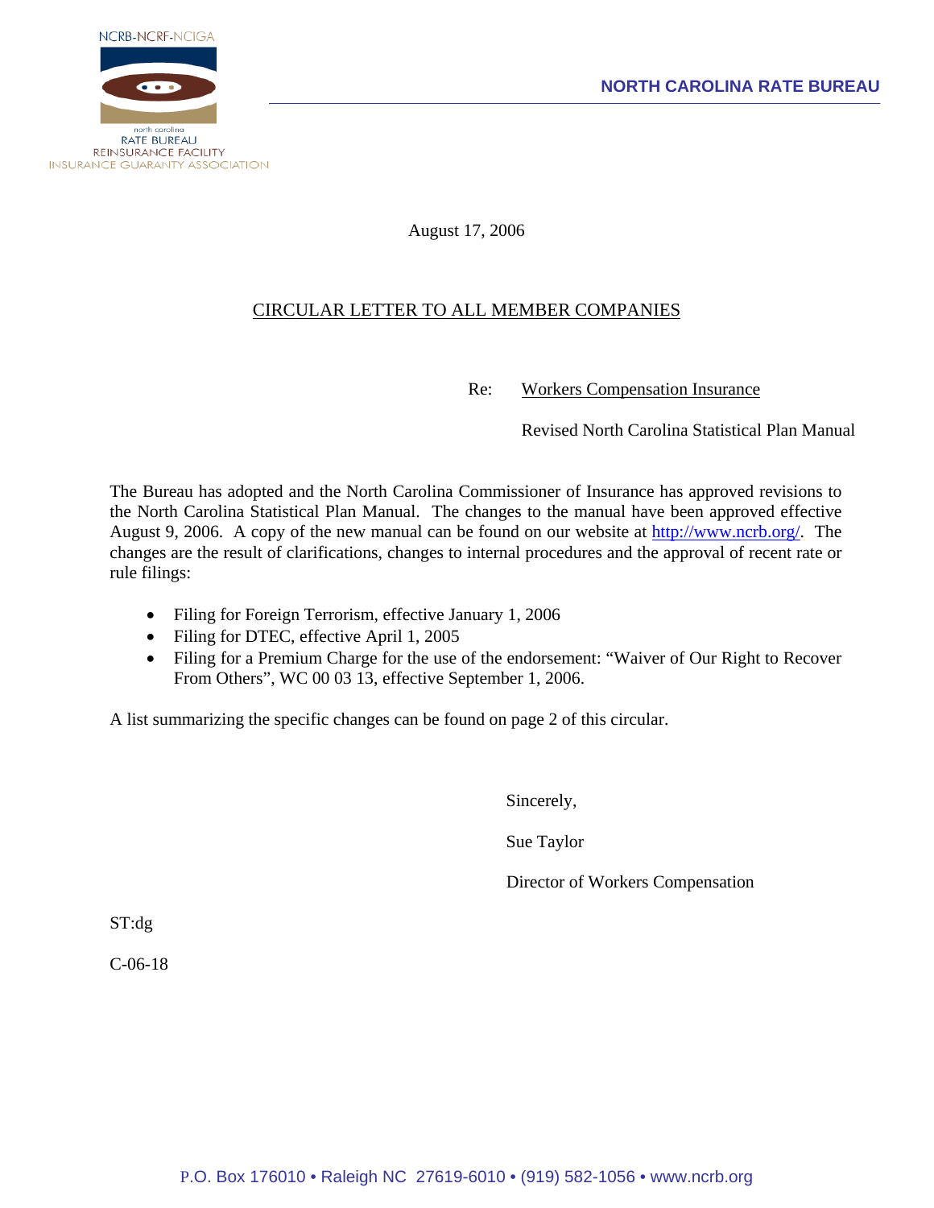NCRB-NCRF-NCIGA

north carolina
RATE BUREAU
REINSURANCE FACILITY
INSURANCE GUARANTY ASSOCIATION

**NORTH CAROLINA RATE BUREAU**

August 17, 2006

CIRCULAR LETTER TO ALL MEMBER COMPANIES

Re: Workers Compensation Insurance

Revised North Carolina Statistical Plan Manual

The Bureau has adopted and the North Carolina Commissioner of Insurance has approved revisions to the North Carolina Statistical Plan Manual. The changes to the manual have been approved effective August 9, 2006. A copy of the new manual can be found on our website at http://www.ncrb.org/. The changes are the result of clarifications, changes to internal procedures and the approval of recent rate or rule filings:

- Filing for Foreign Terrorism, effective January 1, 2006
- Filing for DTEC, effective April 1, 2005
- Filing for a Premium Charge for the use of the endorsement: "Waiver of Our Right to Recover From Others", WC 00 03 13, effective September 1, 2006.

A list summarizing the specific changes can be found on page 2 of this circular.

Sincerely,

Sue Taylor

Director of Workers Compensation

ST:dg

C-06-18

P.O. Box 176010 • Raleigh NC 27619-6010 • (919) 582-1056 • www.ncrb.org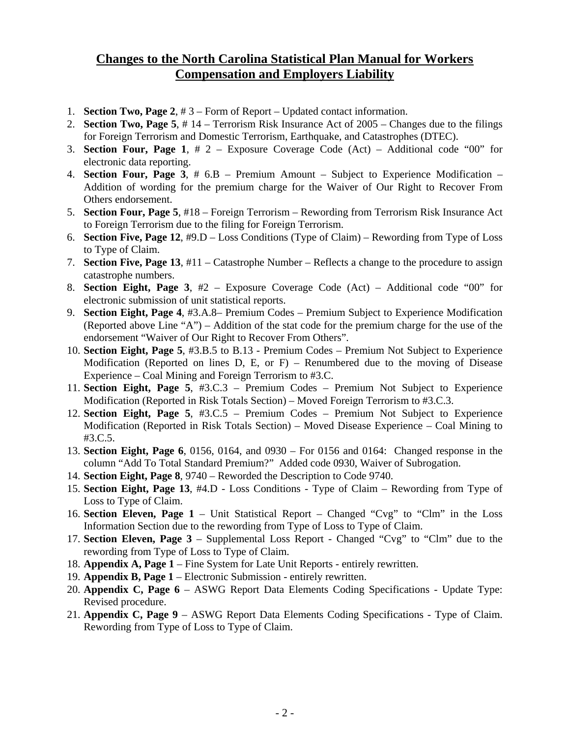# Changes to the North Carolina Statistical Plan Manual for Workers Compensation and Employers Liability

1. **Section Two, Page 2**, # 3 – Form of Report – Updated contact information.
2. **Section Two, Page 5**, # 14 – Terrorism Risk Insurance Act of 2005 – Changes due to the filings for Foreign Terrorism and Domestic Terrorism, Earthquake, and Catastrophes (DTEC).
3. **Section Four, Page 1**, # 2 – Exposure Coverage Code (Act) – Additional code "00" for electronic data reporting.
4. **Section Four, Page 3**, # 6.B – Premium Amount – Subject to Experience Modification – Addition of wording for the premium charge for the Waiver of Our Right to Recover From Others endorsement.
5. **Section Four, Page 5**, #18 – Foreign Terrorism – Rewording from Terrorism Risk Insurance Act to Foreign Terrorism due to the filing for Foreign Terrorism.
6. **Section Five, Page 12**, #9.D – Loss Conditions (Type of Claim) – Rewording from Type of Loss to Type of Claim.
7. **Section Five, Page 13**, #11 – Catastrophe Number – Reflects a change to the procedure to assign catastrophe numbers.
8. **Section Eight, Page 3**, #2 – Exposure Coverage Code (Act) – Additional code "00" for electronic submission of unit statistical reports.
9. **Section Eight, Page 4**, #3.A.8– Premium Codes – Premium Subject to Experience Modification (Reported above Line "A") – Addition of the stat code for the premium charge for the use of the endorsement "Waiver of Our Right to Recover From Others".
10. **Section Eight, Page 5**, #3.B.5 to B.13 - Premium Codes – Premium Not Subject to Experience Modification (Reported on lines D, E, or F) – Renumbered due to the moving of Disease Experience – Coal Mining and Foreign Terrorism to #3.C.
11. **Section Eight, Page 5**, #3.C.3 – Premium Codes – Premium Not Subject to Experience Modification (Reported in Risk Totals Section) – Moved Foreign Terrorism to #3.C.3.
12. **Section Eight, Page 5**, #3.C.5 – Premium Codes – Premium Not Subject to Experience Modification (Reported in Risk Totals Section) – Moved Disease Experience – Coal Mining to #3.C.5.
13. **Section Eight, Page 6**, 0156, 0164, and 0930 – For 0156 and 0164: Changed response in the column "Add To Total Standard Premium?" Added code 0930, Waiver of Subrogation.
14. **Section Eight, Page 8**, 9740 – Reworded the Description to Code 9740.
15. **Section Eight, Page 13**, #4.D - Loss Conditions - Type of Claim – Rewording from Type of Loss to Type of Claim.
16. **Section Eleven, Page 1** – Unit Statistical Report – Changed "Cvg" to "Clm" in the Loss Information Section due to the rewording from Type of Loss to Type of Claim.
17. **Section Eleven, Page 3** – Supplemental Loss Report - Changed "Cvg" to "Clm" due to the rewording from Type of Loss to Type of Claim.
18. **Appendix A, Page 1** – Fine System for Late Unit Reports - entirely rewritten.
19. **Appendix B, Page 1** – Electronic Submission - entirely rewritten.
20. **Appendix C, Page 6** – ASWG Report Data Elements Coding Specifications - Update Type: Revised procedure.
21. **Appendix C, Page 9** – ASWG Report Data Elements Coding Specifications - Type of Claim. Rewording from Type of Loss to Type of Claim.